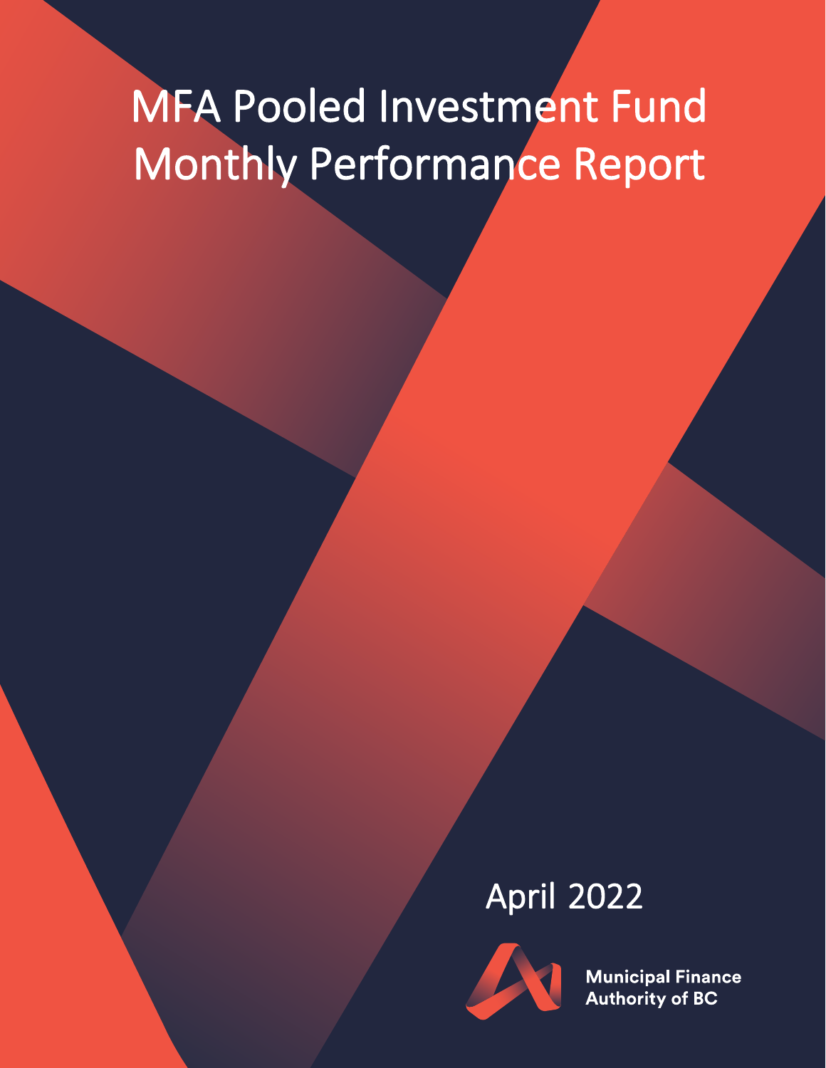# MFA Pooled Investment Fund Monthly Performance Report

April 2022

Municipal Finance Authority of BC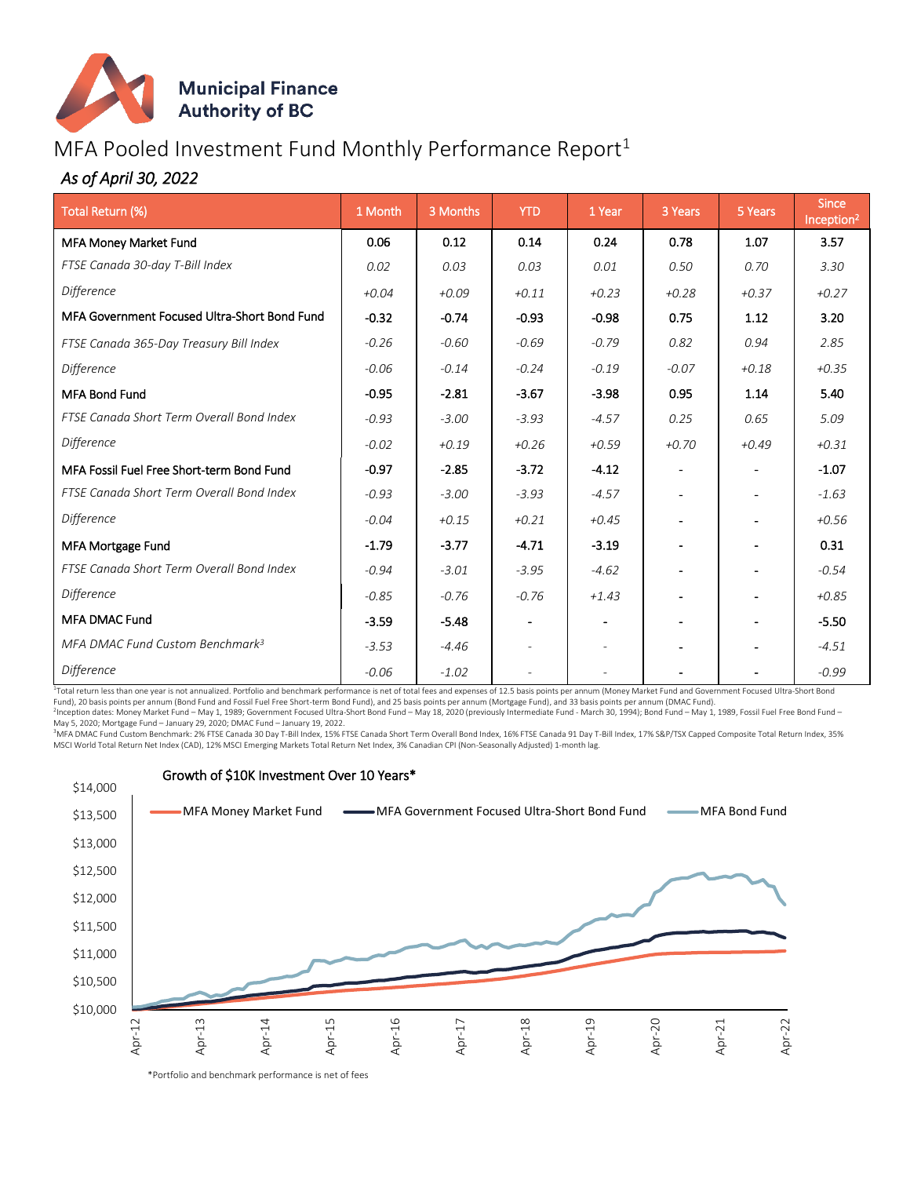Municipal Finance Authority of BC

# MFA Pooled Investment Fund Monthly Performance Report[1]

*As of April 30, 2022*

| Total Return (%) | 1 Month | 3 Months | YTD | 1 Year | 3 Years | 5 Years | Since Inception[2] |
|---|---|---|---|---|---|---|---|
| MFA Money Market Fund | 0.06 | 0.12 | 0.14 | 0.24 | 0.78 | 1.07 | 3.57 |
| *FTSE Canada 30-day T-Bill Index* | *0.02* | *0.03* | *0.03* | *0.01* | *0.50* | *0.70* | *3.30* |
| *Difference* | *+0.04* | *+0.09* | *+0.11* | *+0.23* | *+0.28* | *+0.37* | *+0.27* |
| MFA Government Focused Ultra-Short Bond Fund | -0.32 | -0.74 | -0.93 | -0.98 | 0.75 | 1.12 | 3.20 |
| *FTSE Canada 365-Day Treasury Bill Index* | *-0.26* | *-0.60* | *-0.69* | *-0.79* | *0.82* | *0.94* | *2.85* |
| *Difference* | *-0.06* | *-0.14* | *-0.24* | *-0.19* | *-0.07* | *+0.18* | *+0.35* |
| MFA Bond Fund | -0.95 | -2.81 | -3.67 | -3.98 | 0.95 | 1.14 | 5.40 |
| *FTSE Canada Short Term Overall Bond Index* | *-0.93* | *-3.00* | *-3.93* | *-4.57* | *0.25* | *0.65* | *5.09* |
| *Difference* | *-0.02* | *+0.19* | *+0.26* | *+0.59* | *+0.70* | *+0.49* | *+0.31* |
| MFA Fossil Fuel Free Short-term Bond Fund | -0.97 | -2.85 | -3.72 | -4.12 | - | - | -1.07 |
| *FTSE Canada Short Term Overall Bond Index* | *-0.93* | *-3.00* | *-3.93* | *-4.57* | - | - | *-1.63* |
| *Difference* | *-0.04* | *+0.15* | *+0.21* | *+0.45* | - | - | *+0.56* |
| MFA Mortgage Fund | -1.79 | -3.77 | -4.71 | -3.19 | - | - | 0.31 |
| *FTSE Canada Short Term Overall Bond Index* | *-0.94* | *-3.01* | *-3.95* | *-4.62* | - | - | *-0.54* |
| *Difference* | *-0.85* | *-0.76* | *-0.76* | *+1.43* | - | - | *+0.85* |
| MFA DMAC Fund | -3.59 | -5.48 | - | - | - | - | -5.50 |
| *MFA DMAC Fund Custom Benchmark[3]* | *-3.53* | *-4.46* | - | - | - | - | *-4.51* |
| *Difference* | *-0.06* | *-1.02* | - | - | - | - | *-0.99* |

[1]Total return less than one year is not annualized. Portfolio and benchmark performance is net of total fees and expenses of 12.5 basis points per annum (Money Market Fund and Government Focused Ultra-Short Bond Fund), 20 basis points per annum (Bond Fund and Fossil Fuel Free Short-term Bond Fund), and 25 basis points per annum (Mortgage Fund), and 33 basis points per annum (DMAC Fund).
[2]Inception dates: Money Market Fund – May 1, 1989; Government Focused Ultra-Short Bond Fund – May 18, 2020 (previously Intermediate Fund - March 30, 1994); Bond Fund – May 1, 1989, Fossil Fuel Free Bond Fund – May 5, 2020; Mortgage Fund – January 29, 2020; DMAC Fund – January 19, 2022.
[3]MFA DMAC Fund Custom Benchmark: 2% FTSE Canada 30 Day T-Bill Index, 15% FTSE Canada Short Term Overall Bond Index, 16% FTSE Canada 91 Day T-Bill Index, 17% S&P/TSX Capped Composite Total Return Index, 35% MSCI World Total Return Net Index (CAD), 12% MSCI Emerging Markets Total Return Net Index, 3% Canadian CPI (Non-Seasonally Adjusted) 1-month lag.

## Growth of $10K Investment Over 10 Years*

*Portfolio and benchmark performance is net of fees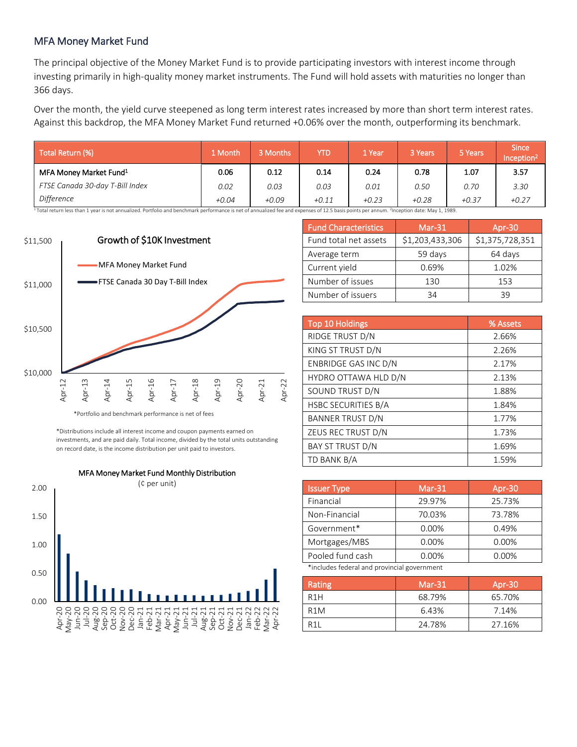## MFA Money Market Fund

The principal objective of the Money Market Fund is to provide participating investors with interest income through investing primarily in high-quality money market instruments. The Fund will hold assets with maturities no longer than 366 days.

Over the month, the yield curve steepened as long term interest rates increased by more than short term interest rates. Against this backdrop, the MFA Money Market Fund returned +0.06% over the month, outperforming its benchmark.

| Total Return (%) | 1 Month | 3 Months | YTD | 1 Year | 3 Years | 5 Years | Since Inception[2] |
|---|---|---|---|---|---|---|---|
| **MFA Money Market Fund[1]** | **0.06** | **0.12** | **0.14** | **0.24** | **0.78** | **1.07** | **3.57** |
| *FTSE Canada 30-day T-Bill Index* | *0.02* | *0.03* | *0.03* | *0.01* | *0.50* | *0.70* | *3.30* |
| *Difference* | *+0.04* | *+0.09* | *+0.11* | *+0.23* | *+0.28* | *+0.37* | *+0.27* |

[1] Total return less than 1 year is not annualized. Portfolio and benchmark performance is net of annualized fee and expenses of 12.5 basis points per annum. [2] Inception date: May 1, 1989.

**Growth of $10K Investment**

*Portfolio and benchmark performance is net of fees

| Fund Characteristics | Mar-31 | Apr-30 |
|---|---|---|
| Fund total net assets | $1,203,433,306 | $1,375,728,351 |
| Average term | 59 days | 64 days |
| Current yield | 0.69% | 1.02% |
| Number of issues | 130 | 153 |
| Number of issuers | 34 | 39 |

| Top 10 Holdings | % Assets |
|---|---|
| RIDGE TRUST D/N | 2.66% |
| KING ST TRUST D/N | 2.26% |
| ENBRIDGE GAS INC D/N | 2.17% |
| HYDRO OTTAWA HLD D/N | 2.13% |
| SOUND TRUST D/N | 1.88% |
| HSBC SECURITIES B/A | 1.84% |
| BANNER TRUST D/N | 1.77% |
| ZEUS REC TRUST D/N | 1.73% |
| BAY ST TRUST D/N | 1.69% |
| TD BANK B/A | 1.59% |

*Distributions include all interest income and coupon payments earned on investments, and are paid daily. Total income, divided by the total units outstanding on record date, is the income distribution per unit paid to investors.

**MFA Money Market Fund Monthly Distribution** (¢ per unit)

| Issuer Type | Mar-31 | Apr-30 |
|---|---|---|
| Financial | 29.97% | 25.73% |
| Non-Financial | 70.03% | 73.78% |
| Government* | 0.00% | 0.49% |
| Mortgages/MBS | 0.00% | 0.00% |
| Pooled fund cash | 0.00% | 0.00% |

*includes federal and provincial government

| Rating | Mar-31 | Apr-30 |
|---|---|---|
| R1H | 68.79% | 65.70% |
| R1M | 6.43% | 7.14% |
| R1L | 24.78% | 27.16% |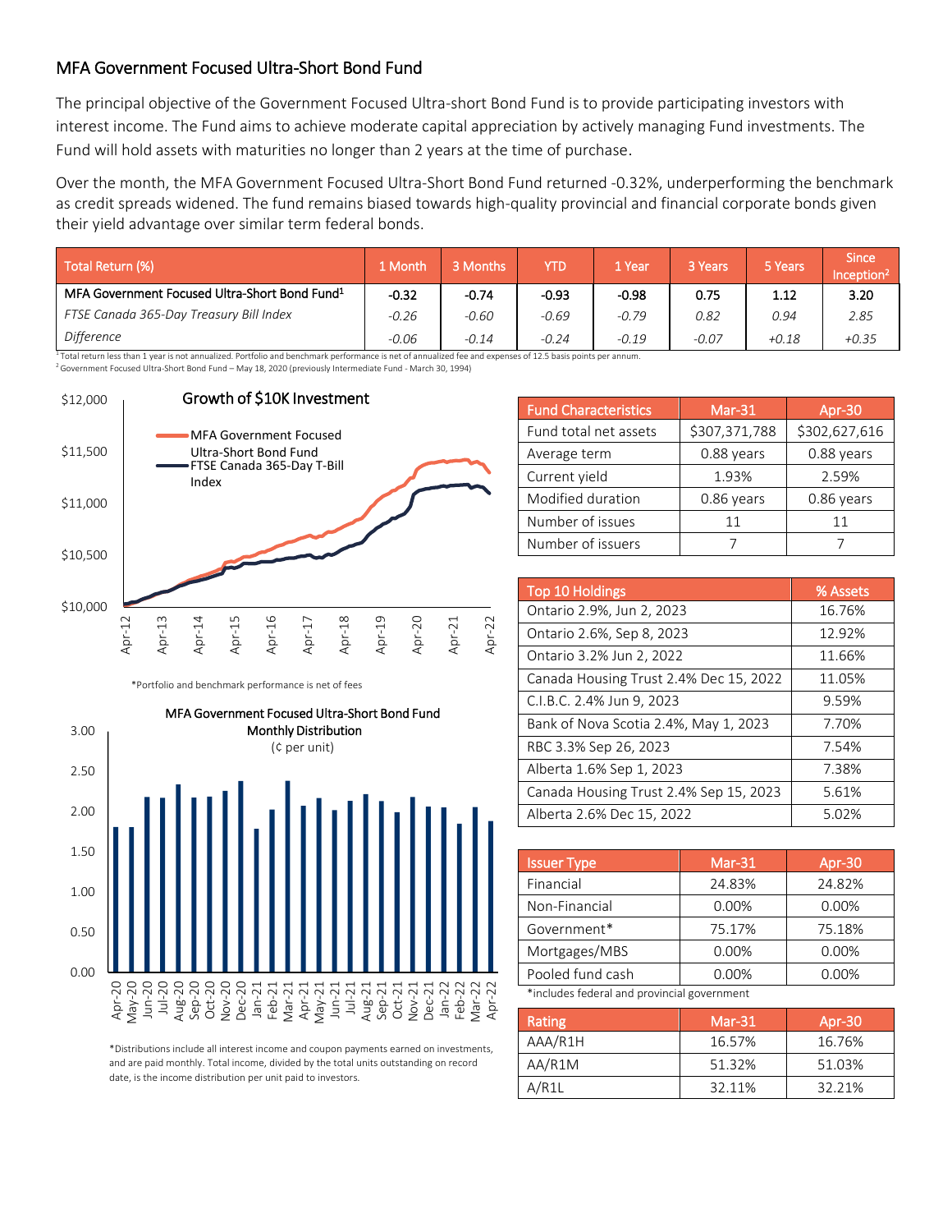## MFA Government Focused Ultra-Short Bond Fund

The principal objective of the Government Focused Ultra-short Bond Fund is to provide participating investors with interest income. The Fund aims to achieve moderate capital appreciation by actively managing Fund investments. The Fund will hold assets with maturities no longer than 2 years at the time of purchase.

Over the month, the MFA Government Focused Ultra-Short Bond Fund returned -0.32%, underperforming the benchmark as credit spreads widened. The fund remains biased towards high-quality provincial and financial corporate bonds given their yield advantage over similar term federal bonds.

| Total Return (%) | 1 Month | 3 Months | YTD | 1 Year | 3 Years | 5 Years | Since Inception[2] |
|---|---|---|---|---|---|---|---|
| MFA Government Focused Ultra-Short Bond Fund[1] | -0.32 | -0.74 | -0.93 | -0.98 | 0.75 | 1.12 | 3.20 |
| *FTSE Canada 365-Day Treasury Bill Index* | *-0.26* | *-0.60* | *-0.69* | *-0.79* | *0.82* | *0.94* | *2.85* |
| *Difference* | *-0.06* | *-0.14* | *-0.24* | *-0.19* | *-0.07* | *+0.18* | *+0.35* |

[1] Total return less than 1 year is not annualized. Portfolio and benchmark performance is net of annualized fee and expenses of 12.5 basis points per annum.
[2] Government Focused Ultra-Short Bond Fund – May 18, 2020 (previously Intermediate Fund - March 30, 1994)

**Growth of $10K Investment**

*Portfolio and benchmark performance is net of fees

| Fund Characteristics | Mar-31 | Apr-30 |
|---|---|---|
| Fund total net assets | $307,371,788 | $302,627,616 |
| Average term | 0.88 years | 0.88 years |
| Current yield | 1.93% | 2.59% |
| Modified duration | 0.86 years | 0.86 years |
| Number of issues | 11 | 11 |
| Number of issuers | 7 | 7 |

| Top 10 Holdings | % Assets |
|---|---|
| Ontario 2.9%, Jun 2, 2023 | 16.76% |
| Ontario 2.6%, Sep 8, 2023 | 12.92% |
| Ontario 3.2% Jun 2, 2022 | 11.66% |
| Canada Housing Trust 2.4% Dec 15, 2022 | 11.05% |
| C.I.B.C. 2.4% Jun 9, 2023 | 9.59% |
| Bank of Nova Scotia 2.4%, May 1, 2023 | 7.70% |
| RBC 3.3% Sep 26, 2023 | 7.54% |
| Alberta 1.6% Sep 1, 2023 | 7.38% |
| Canada Housing Trust 2.4% Sep 15, 2023 | 5.61% |
| Alberta 2.6% Dec 15, 2022 | 5.02% |

**MFA Government Focused Ultra-Short Bond Fund Monthly Distribution** (¢ per unit)

*Distributions include all interest income and coupon payments earned on investments, and are paid monthly. Total income, divided by the total units outstanding on record date, is the income distribution per unit paid to investors.

| Issuer Type | Mar-31 | Apr-30 |
|---|---|---|
| Financial | 24.83% | 24.82% |
| Non-Financial | 0.00% | 0.00% |
| Government* | 75.17% | 75.18% |
| Mortgages/MBS | 0.00% | 0.00% |
| Pooled fund cash | 0.00% | 0.00% |

*includes federal and provincial government

| Rating | Mar-31 | Apr-30 |
|---|---|---|
| AAA/R1H | 16.57% | 16.76% |
| AA/R1M | 51.32% | 51.03% |
| A/R1L | 32.11% | 32.21% |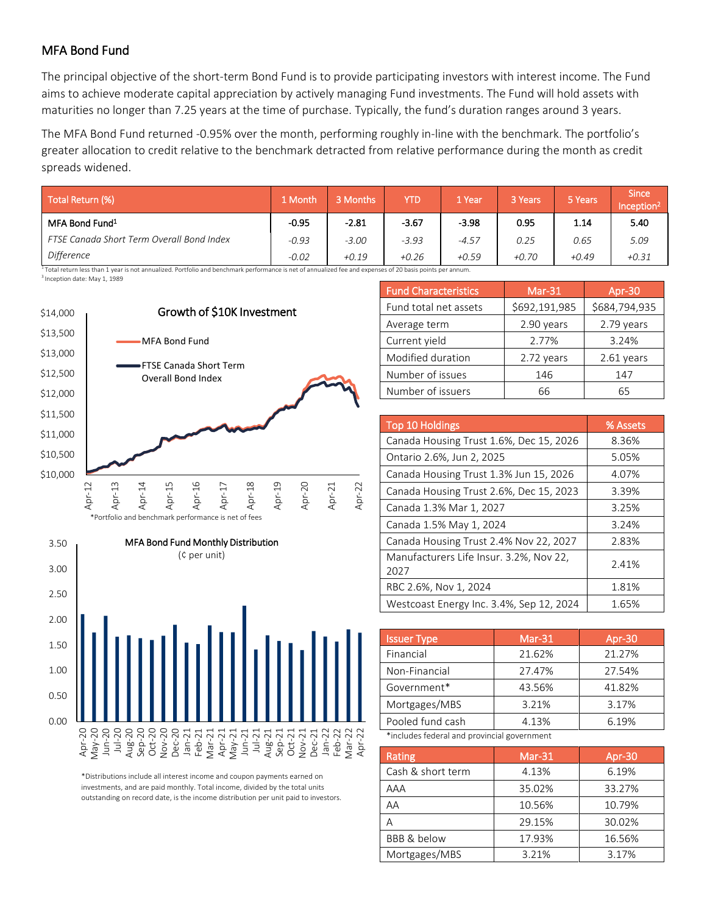## MFA Bond Fund

The principal objective of the short-term Bond Fund is to provide participating investors with interest income. The Fund aims to achieve moderate capital appreciation by actively managing Fund investments. The Fund will hold assets with maturities no longer than 7.25 years at the time of purchase. Typically, the fund's duration ranges around 3 years.

The MFA Bond Fund returned -0.95% over the month, performing roughly in-line with the benchmark. The portfolio's greater allocation to credit relative to the benchmark detracted from relative performance during the month as credit spreads widened.

| Total Return (%) | 1 Month | 3 Months | YTD | 1 Year | 3 Years | 5 Years | Since Inception[2] |
|---|---|---|---|---|---|---|---|
| MFA Bond Fund[1] | -0.95 | -2.81 | -3.67 | -3.98 | 0.95 | 1.14 | 5.40 |
| *FTSE Canada Short Term Overall Bond Index* | *-0.93* | *-3.00* | *-3.93* | *-4.57* | *0.25* | *0.65* | *5.09* |
| *Difference* | *-0.02* | *+0.19* | *+0.26* | *+0.59* | *+0.70* | *+0.49* | *+0.31* |

[1] Total return less than 1 year is not annualized. Portfolio and benchmark performance is net of annualized fee and expenses of 20 basis points per annum.
[3] Inception date: May 1, 1989

**Growth of $10K Investment**

*Portfolio and benchmark performance is net of fees

**MFA Bond Fund Monthly Distribution** (¢ per unit)

*Distributions include all interest income and coupon payments earned on investments, and are paid monthly. Total income, divided by the total units outstanding on record date, is the income distribution per unit paid to investors.

| Fund Characteristics | Mar-31 | Apr-30 |
|---|---|---|
| Fund total net assets | $692,191,985 | $684,794,935 |
| Average term | 2.90 years | 2.79 years |
| Current yield | 2.77% | 3.24% |
| Modified duration | 2.72 years | 2.61 years |
| Number of issues | 146 | 147 |
| Number of issuers | 66 | 65 |

| Top 10 Holdings | % Assets |
|---|---|
| Canada Housing Trust 1.6%, Dec 15, 2026 | 8.36% |
| Ontario 2.6%, Jun 2, 2025 | 5.05% |
| Canada Housing Trust 1.3% Jun 15, 2026 | 4.07% |
| Canada Housing Trust 2.6%, Dec 15, 2023 | 3.39% |
| Canada 1.3% Mar 1, 2027 | 3.25% |
| Canada 1.5% May 1, 2024 | 3.24% |
| Canada Housing Trust 2.4% Nov 22, 2027 | 2.83% |
| Manufacturers Life Insur. 3.2%, Nov 22, 2027 | 2.41% |
| RBC 2.6%, Nov 1, 2024 | 1.81% |
| Westcoast Energy Inc. 3.4%, Sep 12, 2024 | 1.65% |

| Issuer Type | Mar-31 | Apr-30 |
|---|---|---|
| Financial | 21.62% | 21.27% |
| Non-Financial | 27.47% | 27.54% |
| Government* | 43.56% | 41.82% |
| Mortgages/MBS | 3.21% | 3.17% |
| Pooled fund cash | 4.13% | 6.19% |

*includes federal and provincial government

| Rating | Mar-31 | Apr-30 |
|---|---|---|
| Cash & short term | 4.13% | 6.19% |
| AAA | 35.02% | 33.27% |
| AA | 10.56% | 10.79% |
| A | 29.15% | 30.02% |
| BBB & below | 17.93% | 16.56% |
| Mortgages/MBS | 3.21% | 3.17% |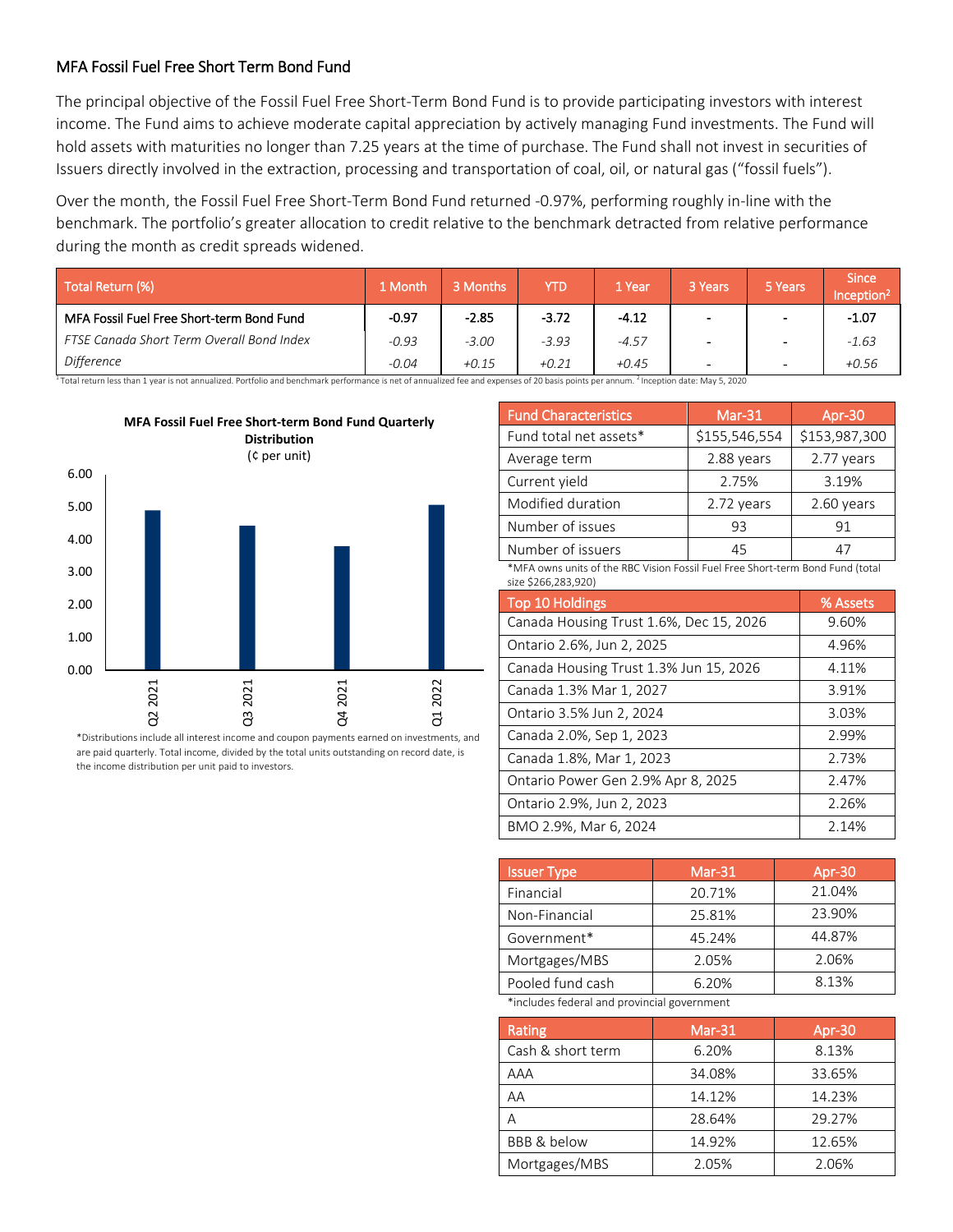## MFA Fossil Fuel Free Short Term Bond Fund

The principal objective of the Fossil Fuel Free Short-Term Bond Fund is to provide participating investors with interest income. The Fund aims to achieve moderate capital appreciation by actively managing Fund investments. The Fund will hold assets with maturities no longer than 7.25 years at the time of purchase. The Fund shall not invest in securities of Issuers directly involved in the extraction, processing and transportation of coal, oil, or natural gas ("fossil fuels").

Over the month, the Fossil Fuel Free Short-Term Bond Fund returned -0.97%, performing roughly in-line with the benchmark. The portfolio's greater allocation to credit relative to the benchmark detracted from relative performance during the month as credit spreads widened.

| Total Return (%) | 1 Month | 3 Months | YTD | 1 Year | 3 Years | 5 Years | Since Inception[2] |
|---|---|---|---|---|---|---|---|
| MFA Fossil Fuel Free Short-term Bond Fund | **-0.97** | **-2.85** | **-3.72** | **-4.12** | - | - | **-1.07** |
| *FTSE Canada Short Term Overall Bond Index* | *-0.93* | *-3.00* | *-3.93* | *-4.57* | - | - | *-1.63* |
| *Difference* | *-0.04* | *+0.15* | *+0.21* | *+0.45* | - | - | *+0.56* |

[1] Total return less than 1 year is not annualized. Portfolio and benchmark performance is net of annualized fee and expenses of 20 basis points per annum. [2] Inception date: May 5, 2020

**MFA Fossil Fuel Free Short-term Bond Fund Quarterly Distribution**
(¢ per unit)

| Quarter | Distribution (¢ per unit) |
|---|---|
| Q2 2021 | ~4.9 |
| Q3 2021 | ~4.4 |
| Q4 2021 | ~3.8 |
| Q1 2022 | ~5.0 |

*Distributions include all interest income and coupon payments earned on investments, and are paid quarterly. Total income, divided by the total units outstanding on record date, is the income distribution per unit paid to investors.

| Fund Characteristics | Mar-31 | Apr-30 |
|---|---|---|
| Fund total net assets* | $155,546,554 | $153,987,300 |
| Average term | 2.88 years | 2.77 years |
| Current yield | 2.75% | 3.19% |
| Modified duration | 2.72 years | 2.60 years |
| Number of issues | 93 | 91 |
| Number of issuers | 45 | 47 |

*MFA owns units of the RBC Vision Fossil Fuel Free Short-term Bond Fund (total size $266,283,920)

| Top 10 Holdings | % Assets |
|---|---|
| Canada Housing Trust 1.6%, Dec 15, 2026 | 9.60% |
| Ontario 2.6%, Jun 2, 2025 | 4.96% |
| Canada Housing Trust 1.3% Jun 15, 2026 | 4.11% |
| Canada 1.3% Mar 1, 2027 | 3.91% |
| Ontario 3.5% Jun 2, 2024 | 3.03% |
| Canada 2.0%, Sep 1, 2023 | 2.99% |
| Canada 1.8%, Mar 1, 2023 | 2.73% |
| Ontario Power Gen 2.9% Apr 8, 2025 | 2.47% |
| Ontario 2.9%, Jun 2, 2023 | 2.26% |
| BMO 2.9%, Mar 6, 2024 | 2.14% |

| Issuer Type | Mar-31 | Apr-30 |
|---|---|---|
| Financial | 20.71% | 21.04% |
| Non-Financial | 25.81% | 23.90% |
| Government* | 45.24% | 44.87% |
| Mortgages/MBS | 2.05% | 2.06% |
| Pooled fund cash | 6.20% | 8.13% |

*includes federal and provincial government

| Rating | Mar-31 | Apr-30 |
|---|---|---|
| Cash & short term | 6.20% | 8.13% |
| AAA | 34.08% | 33.65% |
| AA | 14.12% | 14.23% |
| A | 28.64% | 29.27% |
| BBB & below | 14.92% | 12.65% |
| Mortgages/MBS | 2.05% | 2.06% |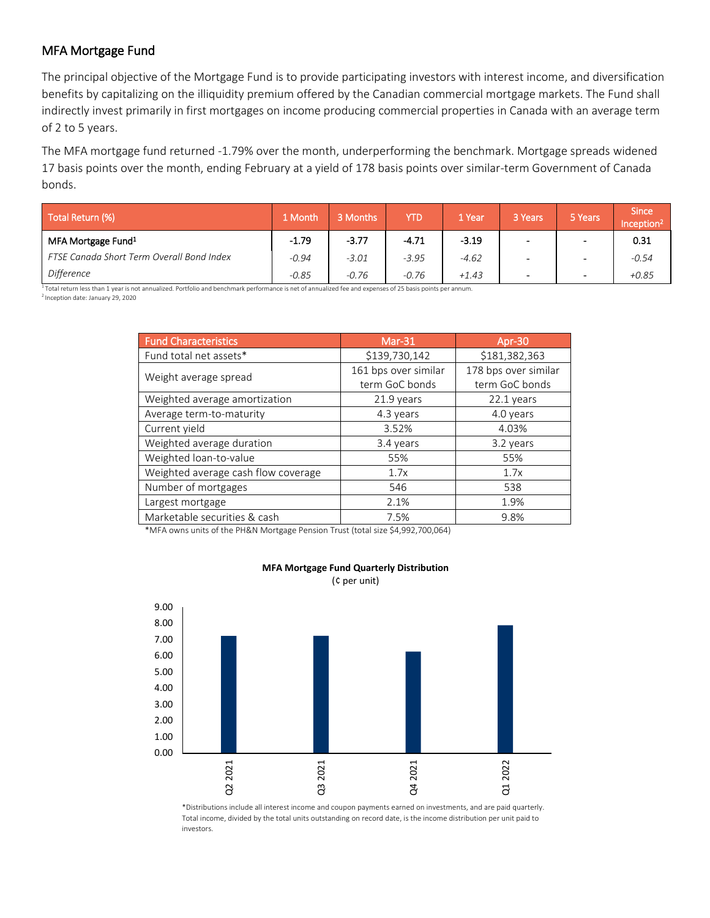## MFA Mortgage Fund

The principal objective of the Mortgage Fund is to provide participating investors with interest income, and diversification benefits by capitalizing on the illiquidity premium offered by the Canadian commercial mortgage markets. The Fund shall indirectly invest primarily in first mortgages on income producing commercial properties in Canada with an average term of 2 to 5 years.

The MFA mortgage fund returned -1.79% over the month, underperforming the benchmark. Mortgage spreads widened 17 basis points over the month, ending February at a yield of 178 basis points over similar-term Government of Canada bonds.

| Total Return (%) | 1 Month | 3 Months | YTD | 1 Year | 3 Years | 5 Years | Since Inception[2] |
|---|---|---|---|---|---|---|---|
| MFA Mortgage Fund[1] | -1.79 | -3.77 | -4.71 | -3.19 | - | - | 0.31 |
| *FTSE Canada Short Term Overall Bond Index* | *-0.94* | *-3.01* | *-3.95* | *-4.62* | - | - | *-0.54* |
| *Difference* | *-0.85* | *-0.76* | *-0.76* | *+1.43* | - | - | *+0.85* |

[1] Total return less than 1 year is not annualized. Portfolio and benchmark performance is net of annualized fee and expenses of 25 basis points per annum.
[2] Inception date: January 29, 2020

| Fund Characteristics | Mar-31 | Apr-30 |
|---|---|---|
| Fund total net assets* | $139,730,142 | $181,382,363 |
| Weight average spread | 161 bps over similar term GoC bonds | 178 bps over similar term GoC bonds |
| Weighted average amortization | 21.9 years | 22.1 years |
| Average term-to-maturity | 4.3 years | 4.0 years |
| Current yield | 3.52% | 4.03% |
| Weighted average duration | 3.4 years | 3.2 years |
| Weighted loan-to-value | 55% | 55% |
| Weighted average cash flow coverage | 1.7x | 1.7x |
| Number of mortgages | 546 | 538 |
| Largest mortgage | 2.1% | 1.9% |
| Marketable securities & cash | 7.5% | 9.8% |

*MFA owns units of the PH&N Mortgage Pension Trust (total size $4,992,700,064)

**MFA Mortgage Fund Quarterly Distribution**
(¢ per unit)

| Quarter | Distribution (¢ per unit) |
|---|---|
| Q2 2021 | ~7.2 |
| Q3 2021 | ~7.2 |
| Q4 2021 | ~6.25 |
| Q1 2022 | ~7.85 |

*Distributions include all interest income and coupon payments earned on investments, and are paid quarterly. Total income, divided by the total units outstanding on record date, is the income distribution per unit paid to investors.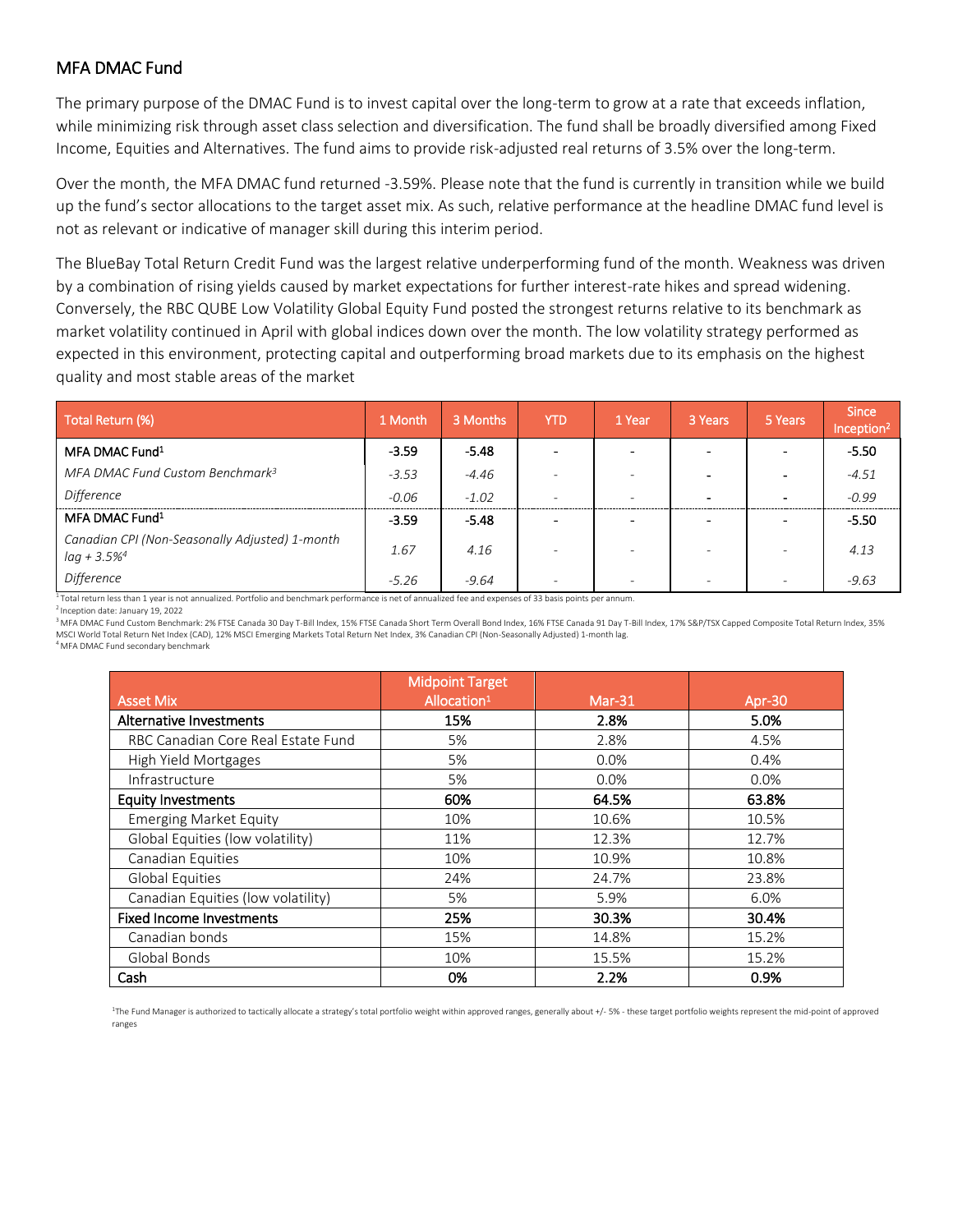## MFA DMAC Fund

The primary purpose of the DMAC Fund is to invest capital over the long-term to grow at a rate that exceeds inflation, while minimizing risk through asset class selection and diversification. The fund shall be broadly diversified among Fixed Income, Equities and Alternatives. The fund aims to provide risk-adjusted real returns of 3.5% over the long-term.

Over the month, the MFA DMAC fund returned -3.59%. Please note that the fund is currently in transition while we build up the fund's sector allocations to the target asset mix. As such, relative performance at the headline DMAC fund level is not as relevant or indicative of manager skill during this interim period.

The BlueBay Total Return Credit Fund was the largest relative underperforming fund of the month. Weakness was driven by a combination of rising yields caused by market expectations for further interest-rate hikes and spread widening. Conversely, the RBC QUBE Low Volatility Global Equity Fund posted the strongest returns relative to its benchmark as market volatility continued in April with global indices down over the month. The low volatility strategy performed as expected in this environment, protecting capital and outperforming broad markets due to its emphasis on the highest quality and most stable areas of the market

| Total Return (%) | 1 Month | 3 Months | YTD | 1 Year | 3 Years | 5 Years | Since Inception[2] |
|---|---|---|---|---|---|---|---|
| **MFA DMAC Fund[1]** | **-3.59** | **-5.48** | - | - | - | - | **-5.50** |
| *MFA DMAC Fund Custom Benchmark[3]* | *-3.53* | *-4.46* | - | - | - | - | *-4.51* |
| *Difference* | *-0.06* | *-1.02* | - | - | - | - | *-0.99* |
| **MFA DMAC Fund[1]** | **-3.59** | **-5.48** | - | - | - | - | **-5.50** |
| *Canadian CPI (Non-Seasonally Adjusted) 1-month lag + 3.5%[4]* | *1.67* | *4.16* | - | - | - | - | *4.13* |
| *Difference* | *-5.26* | *-9.64* | - | - | - | - | *-9.63* |

[1] Total return less than 1 year is not annualized. Portfolio and benchmark performance is net of annualized fee and expenses of 33 basis points per annum.
[2] Inception date: January 19, 2022
[3] MFA DMAC Fund Custom Benchmark: 2% FTSE Canada 30 Day T-Bill Index, 15% FTSE Canada Short Term Overall Bond Index, 16% FTSE Canada 91 Day T-Bill Index, 17% S&P/TSX Capped Composite Total Return Index, 35% MSCI World Total Return Net Index (CAD), 12% MSCI Emerging Markets Total Return Net Index, 3% Canadian CPI (Non-Seasonally Adjusted) 1-month lag.
[4] MFA DMAC Fund secondary benchmark

| Asset Mix | Midpoint Target Allocation[1] | Mar-31 | Apr-30 |
|---|---|---|---|
| **Alternative Investments** | **15%** | **2.8%** | **5.0%** |
| RBC Canadian Core Real Estate Fund | 5% | 2.8% | 4.5% |
| High Yield Mortgages | 5% | 0.0% | 0.4% |
| Infrastructure | 5% | 0.0% | 0.0% |
| **Equity Investments** | **60%** | **64.5%** | **63.8%** |
| Emerging Market Equity | 10% | 10.6% | 10.5% |
| Global Equities (low volatility) | 11% | 12.3% | 12.7% |
| Canadian Equities | 10% | 10.9% | 10.8% |
| Global Equities | 24% | 24.7% | 23.8% |
| Canadian Equities (low volatility) | 5% | 5.9% | 6.0% |
| **Fixed Income Investments** | **25%** | **30.3%** | **30.4%** |
| Canadian bonds | 15% | 14.8% | 15.2% |
| Global Bonds | 10% | 15.5% | 15.2% |
| **Cash** | **0%** | **2.2%** | **0.9%** |

[1] The Fund Manager is authorized to tactically allocate a strategy's total portfolio weight within approved ranges, generally about +/- 5% - these target portfolio weights represent the mid-point of approved ranges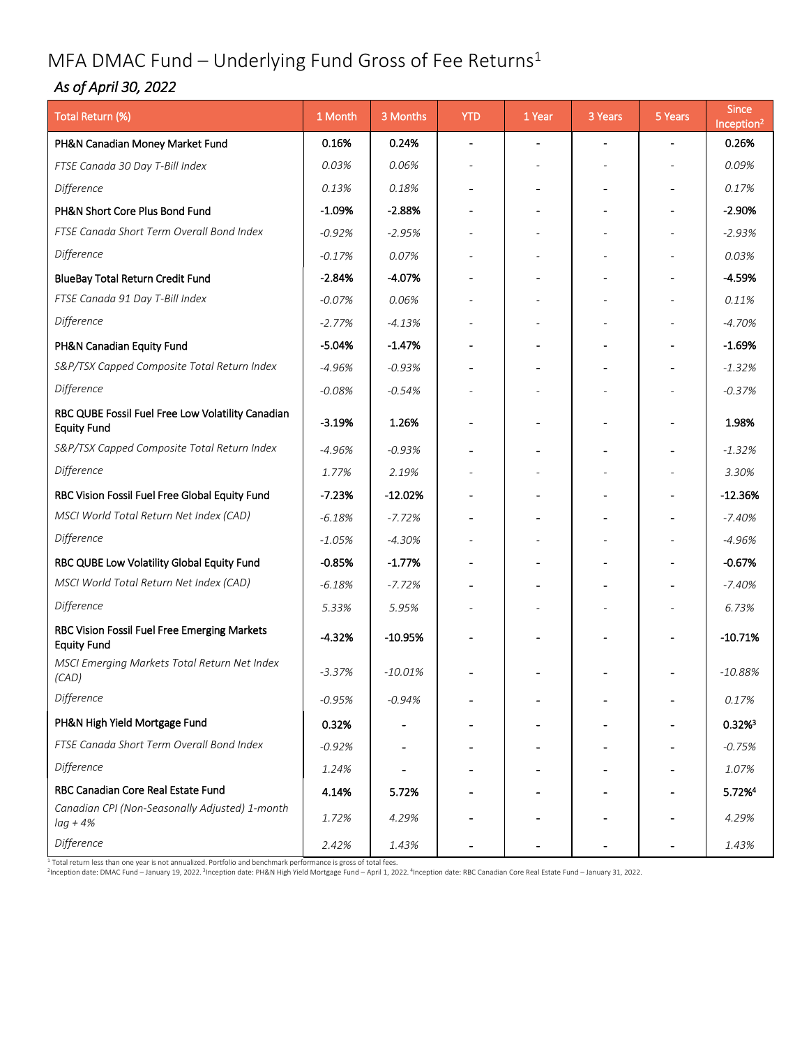# MFA DMAC Fund – Underlying Fund Gross of Fee Returns[1]

*As of April 30, 2022*

| Total Return (%) | 1 Month | 3 Months | YTD | 1 Year | 3 Years | 5 Years | Since Inception[2] |
|---|---|---|---|---|---|---|---|
| **PH&N Canadian Money Market Fund** | **0.16%** | **0.24%** | - | - | - | - | **0.26%** |
| *FTSE Canada 30 Day T-Bill Index* | *0.03%* | *0.06%* | - | - | - | - | *0.09%* |
| *Difference* | *0.13%* | *0.18%* | - | - | - | - | *0.17%* |
| **PH&N Short Core Plus Bond Fund** | **-1.09%** | **-2.88%** | - | - | - | - | **-2.90%** |
| *FTSE Canada Short Term Overall Bond Index* | *-0.92%* | *-2.95%* | - | - | - | - | *-2.93%* |
| *Difference* | *-0.17%* | *0.07%* | - | - | - | - | *0.03%* |
| **BlueBay Total Return Credit Fund** | **-2.84%** | **-4.07%** | - | - | - | - | **-4.59%** |
| *FTSE Canada 91 Day T-Bill Index* | *-0.07%* | *0.06%* | - | - | - | - | *0.11%* |
| *Difference* | *-2.77%* | *-4.13%* | - | - | - | - | *-4.70%* |
| **PH&N Canadian Equity Fund** | **-5.04%** | **-1.47%** | - | - | - | - | **-1.69%** |
| *S&P/TSX Capped Composite Total Return Index* | *-4.96%* | *-0.93%* | - | - | - | - | *-1.32%* |
| *Difference* | *-0.08%* | *-0.54%* | - | - | - | - | *-0.37%* |
| **RBC QUBE Fossil Fuel Free Low Volatility Canadian Equity Fund** | **-3.19%** | **1.26%** | - | - | - | - | **1.98%** |
| *S&P/TSX Capped Composite Total Return Index* | *-4.96%* | *-0.93%* | - | - | - | - | *-1.32%* |
| *Difference* | *1.77%* | *2.19%* | - | - | - | - | *3.30%* |
| **RBC Vision Fossil Fuel Free Global Equity Fund** | **-7.23%** | **-12.02%** | - | - | - | - | **-12.36%** |
| *MSCI World Total Return Net Index (CAD)* | *-6.18%* | *-7.72%* | - | - | - | - | *-7.40%* |
| *Difference* | *-1.05%* | *-4.30%* | - | - | - | - | *-4.96%* |
| **RBC QUBE Low Volatility Global Equity Fund** | **-0.85%** | **-1.77%** | - | - | - | - | **-0.67%** |
| *MSCI World Total Return Net Index (CAD)* | *-6.18%* | *-7.72%* | - | - | - | - | *-7.40%* |
| *Difference* | *5.33%* | *5.95%* | - | - | - | - | *6.73%* |
| **RBC Vision Fossil Fuel Free Emerging Markets Equity Fund** | **-4.32%** | **-10.95%** | - | - | - | - | **-10.71%** |
| *MSCI Emerging Markets Total Return Net Index (CAD)* | *-3.37%* | *-10.01%* | - | - | - | - | *-10.88%* |
| *Difference* | *-0.95%* | *-0.94%* | - | - | - | - | *0.17%* |
| **PH&N High Yield Mortgage Fund** | **0.32%** | - | - | - | - | - | **0.32%**[3] |
| *FTSE Canada Short Term Overall Bond Index* | *-0.92%* | - | - | - | - | - | *-0.75%* |
| *Difference* | *1.24%* | - | - | - | - | - | *1.07%* |
| **RBC Canadian Core Real Estate Fund** | **4.14%** | **5.72%** | - | - | - | - | **5.72%**[4] |
| *Canadian CPI (Non-Seasonally Adjusted) 1-month lag + 4%* | *1.72%* | *4.29%* | - | - | - | - | *4.29%* |
| *Difference* | *2.42%* | *1.43%* | - | - | - | - | *1.43%* |

[1] Total return less than one year is not annualized. Portfolio and benchmark performance is gross of total fees.
[2] Inception date: DMAC Fund – January 19, 2022. [3] Inception date: PH&N High Yield Mortgage Fund – April 1, 2022. [4] Inception date: RBC Canadian Core Real Estate Fund – January 31, 2022.